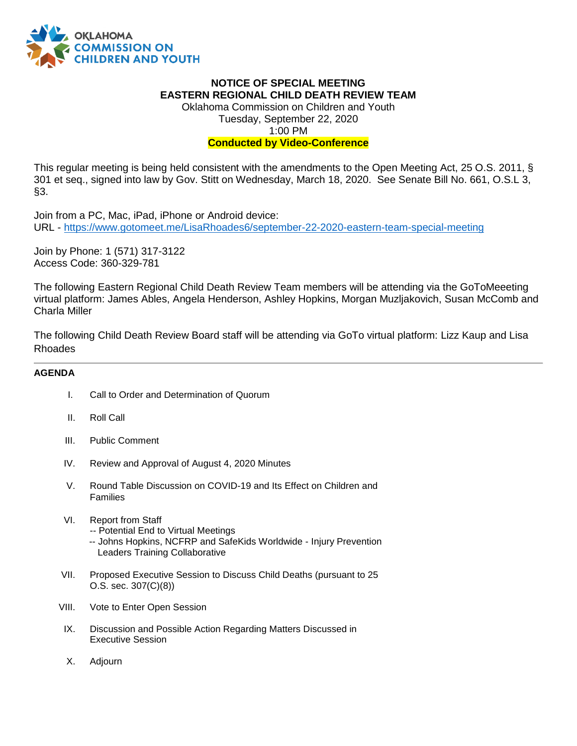OKLAHOMA COMMISSION ON CHILDREN AND YOUTH

**NOTICE OF SPECIAL MEETING**
**EASTERN REGIONAL CHILD DEATH REVIEW TEAM**
Oklahoma Commission on Children and Youth
Tuesday, September 22, 2020
1:00 PM
**Conducted by Video-Conference**

This regular meeting is being held consistent with the amendments to the Open Meeting Act, 25 O.S. 2011, § 301 et seq., signed into law by Gov. Stitt on Wednesday, March 18, 2020. See Senate Bill No. 661, O.S.L 3, §3.

Join from a PC, Mac, iPad, iPhone or Android device:
URL - https://www.gotomeet.me/LisaRhoades6/september-22-2020-eastern-team-special-meeting

Join by Phone: 1 (571) 317-3122
Access Code: 360-329-781

The following Eastern Regional Child Death Review Team members will be attending via the GoToMeeeting virtual platform: James Ables, Angela Henderson, Ashley Hopkins, Morgan Muzljakovich, Susan McComb and Charla Miller

The following Child Death Review Board staff will be attending via GoTo virtual platform: Lizz Kaup and Lisa Rhoades

---

**AGENDA**

I. Call to Order and Determination of Quorum

II. Roll Call

III. Public Comment

IV. Review and Approval of August 4, 2020 Minutes

V. Round Table Discussion on COVID-19 and Its Effect on Children and Families

VI. Report from Staff
-- Potential End to Virtual Meetings
-- Johns Hopkins, NCFRP and SafeKids Worldwide - Injury Prevention Leaders Training Collaborative

VII. Proposed Executive Session to Discuss Child Deaths (pursuant to 25 O.S. sec. 307(C)(8))

VIII. Vote to Enter Open Session

IX. Discussion and Possible Action Regarding Matters Discussed in Executive Session

X. Adjourn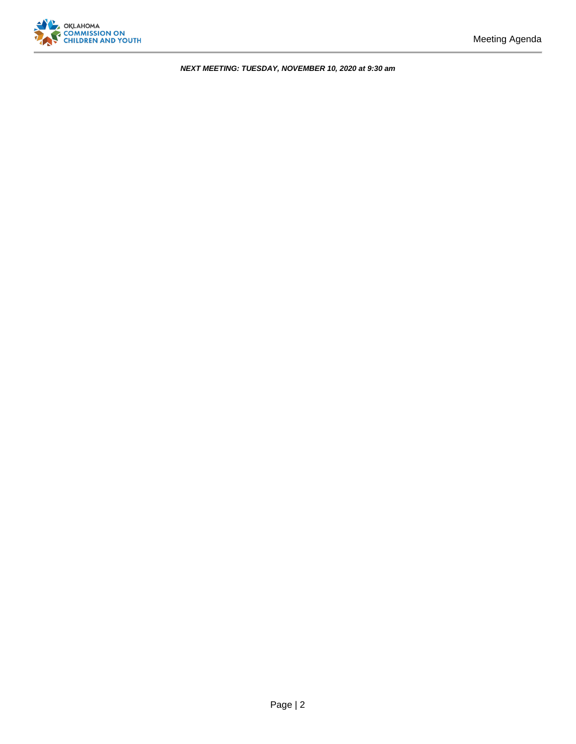***NEXT MEETING: TUESDAY, NOVEMBER 10, 2020 at 9:30 am***